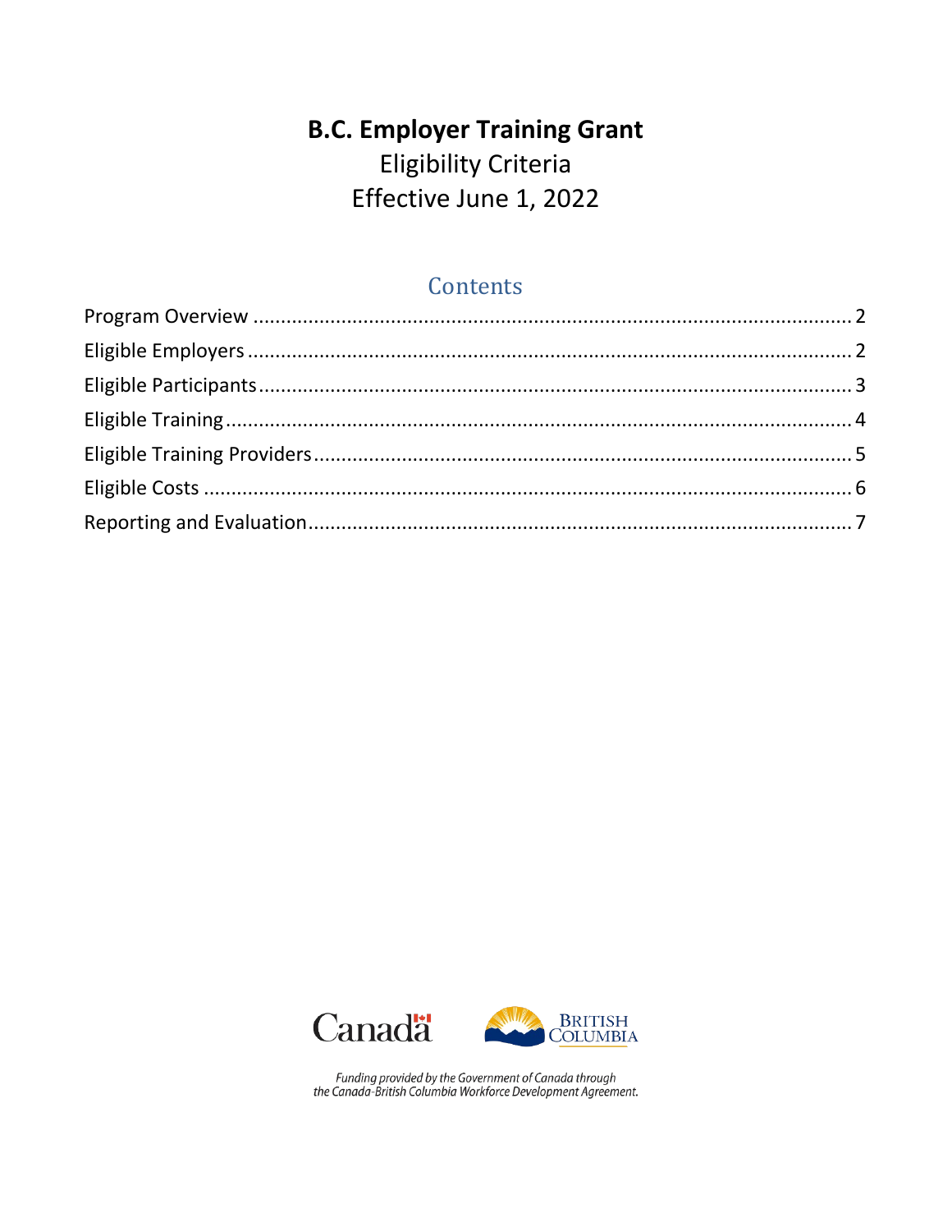# B.C. Employer Training Grant

Eligibility Criteria

Effective June 1, 2022

## Contents

Program Overview .......... 2
Eligible Employers .......... 2
Eligible Participants .......... 3
Eligible Training .......... 4
Eligible Training Providers .......... 5
Eligible Costs .......... 6
Reporting and Evaluation .......... 7

*Funding provided by the Government of Canada through the Canada-British Columbia Workforce Development Agreement.*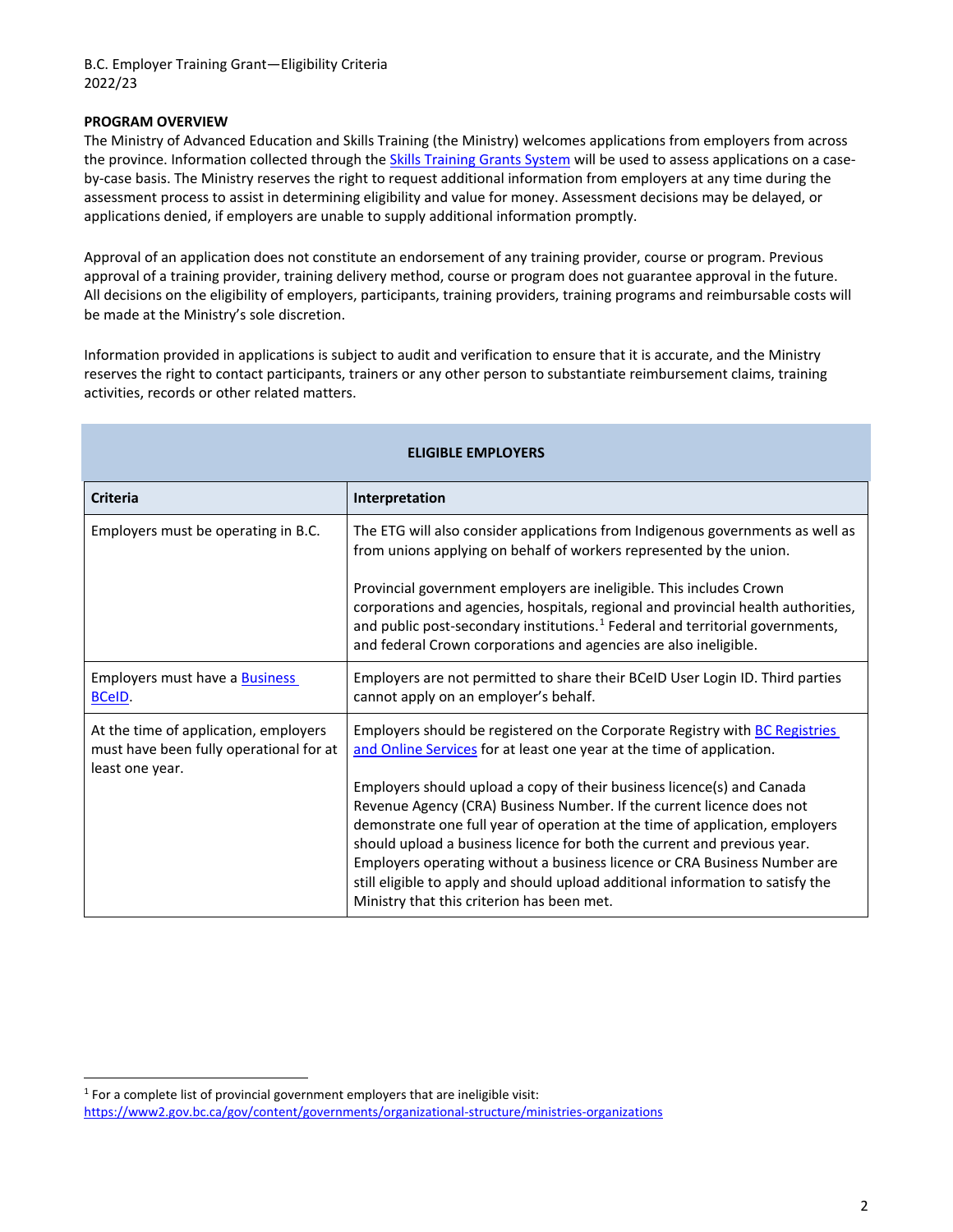B.C. Employer Training Grant—Eligibility Criteria
2022/23

**PROGRAM OVERVIEW**

The Ministry of Advanced Education and Skills Training (the Ministry) welcomes applications from employers from across the province. Information collected through the Skills Training Grants System will be used to assess applications on a case-by-case basis. The Ministry reserves the right to request additional information from employers at any time during the assessment process to assist in determining eligibility and value for money. Assessment decisions may be delayed, or applications denied, if employers are unable to supply additional information promptly.

Approval of an application does not constitute an endorsement of any training provider, course or program. Previous approval of a training provider, training delivery method, course or program does not guarantee approval in the future. All decisions on the eligibility of employers, participants, training providers, training programs and reimbursable costs will be made at the Ministry's sole discretion.

Information provided in applications is subject to audit and verification to ensure that it is accurate, and the Ministry reserves the right to contact participants, trainers or any other person to substantiate reimbursement claims, training activities, records or other related matters.

**ELIGIBLE EMPLOYERS**

| Criteria | Interpretation |
|---|---|
| Employers must be operating in B.C. | The ETG will also consider applications from Indigenous governments as well as from unions applying on behalf of workers represented by the union.<br><br>Provincial government employers are ineligible. This includes Crown corporations and agencies, hospitals, regional and provincial health authorities, and public post-secondary institutions.[1] Federal and territorial governments, and federal Crown corporations and agencies are also ineligible. |
| Employers must have a Business BCeID. | Employers are not permitted to share their BCeID User Login ID. Third parties cannot apply on an employer's behalf. |
| At the time of application, employers must have been fully operational for at least one year. | Employers should be registered on the Corporate Registry with BC Registries and Online Services for at least one year at the time of application.<br><br>Employers should upload a copy of their business licence(s) and Canada Revenue Agency (CRA) Business Number. If the current licence does not demonstrate one full year of operation at the time of application, employers should upload a business licence for both the current and previous year. Employers operating without a business licence or CRA Business Number are still eligible to apply and should upload additional information to satisfy the Ministry that this criterion has been met. |

[1] For a complete list of provincial government employers that are ineligible visit: https://www2.gov.bc.ca/gov/content/governments/organizational-structure/ministries-organizations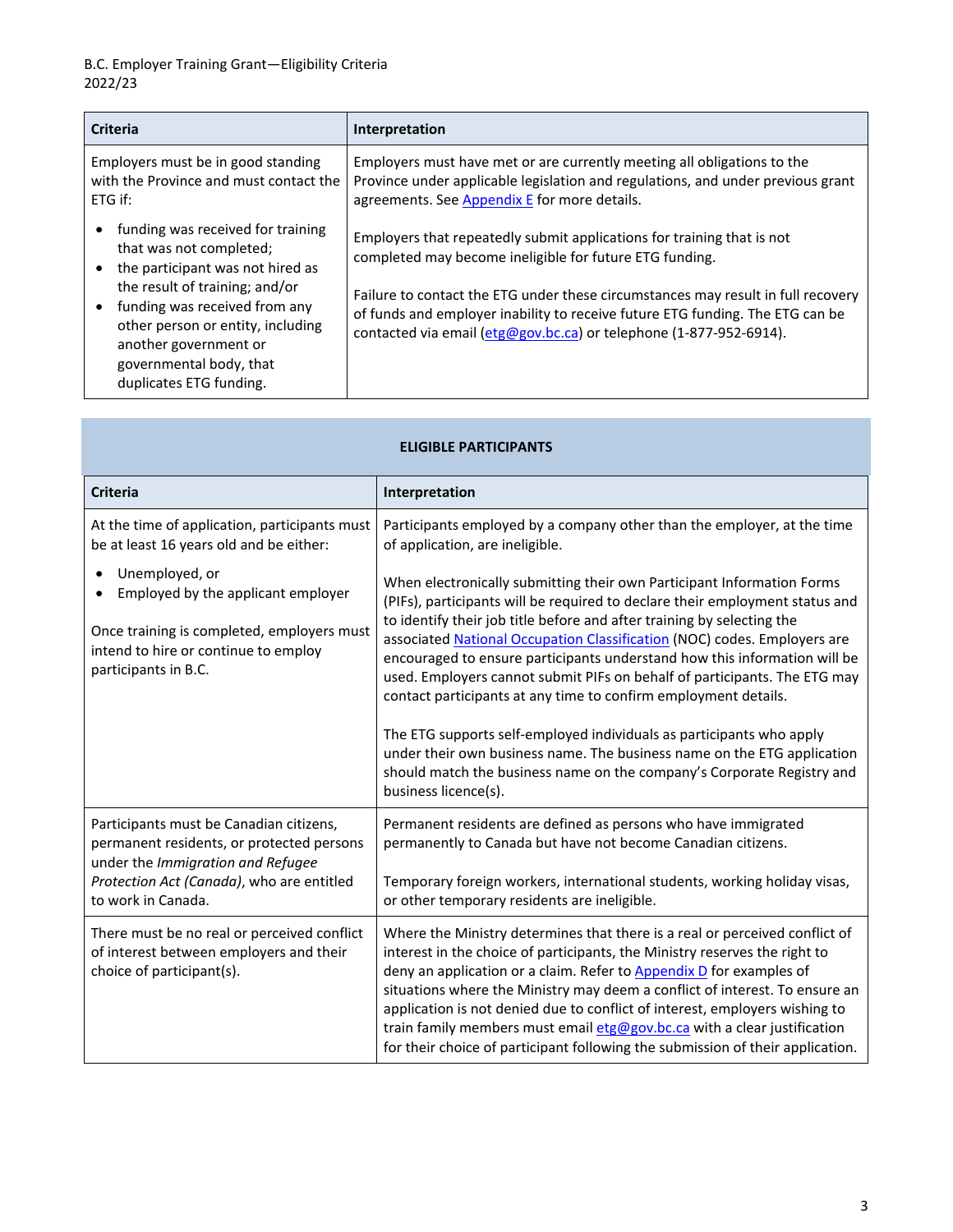| Criteria | Interpretation |
|---|---|
| Employers must be in good standing with the Province and must contact the ETG if: <br>• funding was received for training that was not completed; <br>• the participant was not hired as the result of training; and/or <br>• funding was received from any other person or entity, including another government or governmental body, that duplicates ETG funding. | Employers must have met or are currently meeting all obligations to the Province under applicable legislation and regulations, and under previous grant agreements. See Appendix E for more details. <br><br>Employers that repeatedly submit applications for training that is not completed may become ineligible for future ETG funding. <br><br>Failure to contact the ETG under these circumstances may result in full recovery of funds and employer inability to receive future ETG funding. The ETG can be contacted via email (etg@gov.bc.ca) or telephone (1-877-952-6914). |

## ELIGIBLE PARTICIPANTS

| Criteria | Interpretation |
|---|---|
| At the time of application, participants must be at least 16 years old and be either: <br>• Unemployed, or <br>• Employed by the applicant employer <br><br>Once training is completed, employers must intend to hire or continue to employ participants in B.C. | Participants employed by a company other than the employer, at the time of application, are ineligible. <br><br>When electronically submitting their own Participant Information Forms (PIFs), participants will be required to declare their employment status and to identify their job title before and after training by selecting the associated National Occupation Classification (NOC) codes. Employers are encouraged to ensure participants understand how this information will be used. Employers cannot submit PIFs on behalf of participants. The ETG may contact participants at any time to confirm employment details. <br><br>The ETG supports self-employed individuals as participants who apply under their own business name. The business name on the ETG application should match the business name on the company's Corporate Registry and business licence(s). |
| Participants must be Canadian citizens, permanent residents, or protected persons under the *Immigration and Refugee Protection Act (Canada)*, who are entitled to work in Canada. | Permanent residents are defined as persons who have immigrated permanently to Canada but have not become Canadian citizens. <br><br>Temporary foreign workers, international students, working holiday visas, or other temporary residents are ineligible. |
| There must be no real or perceived conflict of interest between employers and their choice of participant(s). | Where the Ministry determines that there is a real or perceived conflict of interest in the choice of participants, the Ministry reserves the right to deny an application or a claim. Refer to Appendix D for examples of situations where the Ministry may deem a conflict of interest. To ensure an application is not denied due to conflict of interest, employers wishing to train family members must email etg@gov.bc.ca with a clear justification for their choice of participant following the submission of their application. |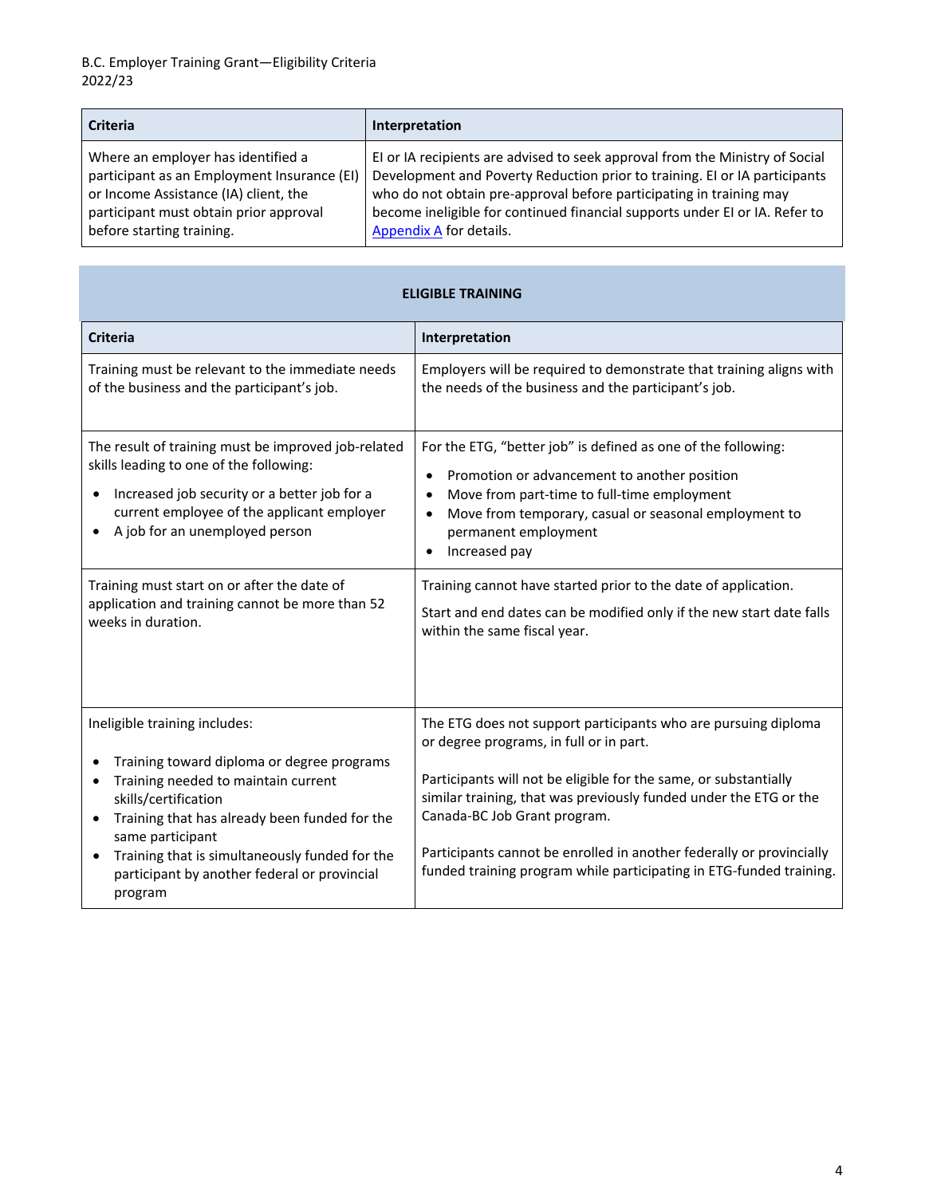| Criteria | Interpretation |
|---|---|
| Where an employer has identified a participant as an Employment Insurance (EI) or Income Assistance (IA) client, the participant must obtain prior approval before starting training. | EI or IA recipients are advised to seek approval from the Ministry of Social Development and Poverty Reduction prior to training. EI or IA participants who do not obtain pre-approval before participating in training may become ineligible for continued financial supports under EI or IA. Refer to Appendix A for details. |

**ELIGIBLE TRAINING**

| Criteria | Interpretation |
|---|---|
| Training must be relevant to the immediate needs of the business and the participant's job. | Employers will be required to demonstrate that training aligns with the needs of the business and the participant's job. |
| The result of training must be improved job-related skills leading to one of the following:<br>• Increased job security or a better job for a current employee of the applicant employer<br>• A job for an unemployed person | For the ETG, "better job" is defined as one of the following:<br>• Promotion or advancement to another position<br>• Move from part-time to full-time employment<br>• Move from temporary, casual or seasonal employment to permanent employment<br>• Increased pay |
| Training must start on or after the date of application and training cannot be more than 52 weeks in duration. | Training cannot have started prior to the date of application.<br>Start and end dates can be modified only if the new start date falls within the same fiscal year. |
| Ineligible training includes:<br>• Training toward diploma or degree programs<br>• Training needed to maintain current skills/certification<br>• Training that has already been funded for the same participant<br>• Training that is simultaneously funded for the participant by another federal or provincial program | The ETG does not support participants who are pursuing diploma or degree programs, in full or in part.<br><br>Participants will not be eligible for the same, or substantially similar training, that was previously funded under the ETG or the Canada-BC Job Grant program.<br><br>Participants cannot be enrolled in another federally or provincially funded training program while participating in ETG-funded training. |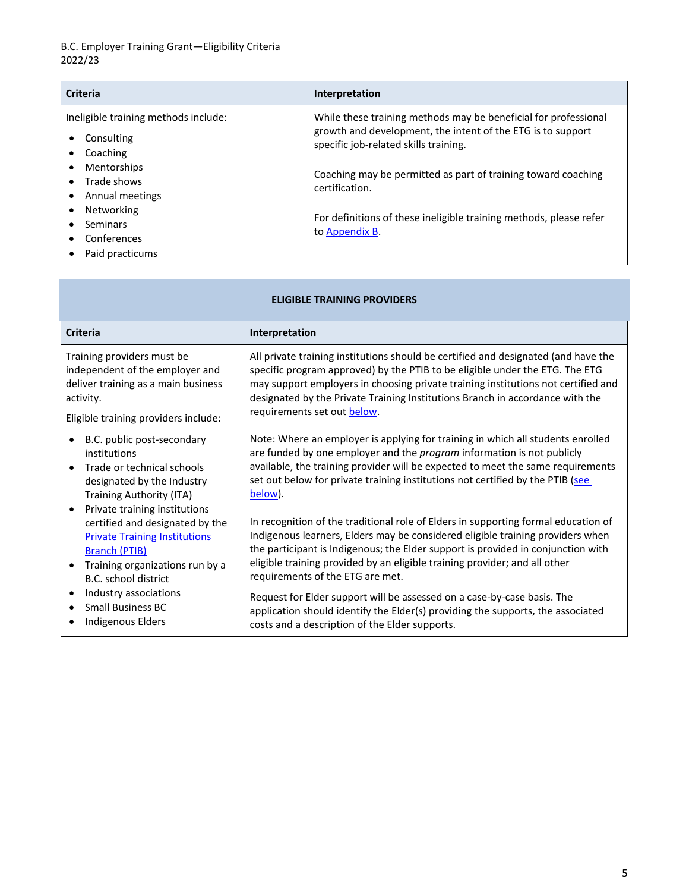| Criteria | Interpretation |
|---|---|
| Ineligible training methods include:<br>• Consulting<br>• Coaching<br>• Mentorships<br>• Trade shows<br>• Annual meetings<br>• Networking<br>• Seminars<br>• Conferences<br>• Paid practicums | While these training methods may be beneficial for professional growth and development, the intent of the ETG is to support specific job-related skills training.<br><br>Coaching may be permitted as part of training toward coaching certification.<br><br>For definitions of these ineligible training methods, please refer to [Appendix B](#). |

## ELIGIBLE TRAINING PROVIDERS

| Criteria | Interpretation |
|---|---|
| Training providers must be independent of the employer and deliver training as a main business activity.<br><br>Eligible training providers include:<br>• B.C. public post-secondary institutions<br>• Trade or technical schools designated by the Industry Training Authority (ITA)<br>• Private training institutions certified and designated by the [Private Training Institutions Branch (PTIB)](#)<br>• Training organizations run by a B.C. school district<br>• Industry associations<br>• Small Business BC<br>• Indigenous Elders | All private training institutions should be certified and designated (and have the specific program approved) by the PTIB to be eligible under the ETG. The ETG may support employers in choosing private training institutions not certified and designated by the Private Training Institutions Branch in accordance with the requirements set out [below](#).<br><br>Note: Where an employer is applying for training in which all students enrolled are funded by one employer and the *program* information is not publicly available, the training provider will be expected to meet the same requirements set out below for private training institutions not certified by the PTIB ([see below](#)).<br><br>In recognition of the traditional role of Elders in supporting formal education of Indigenous learners, Elders may be considered eligible training providers when the participant is Indigenous; the Elder support is provided in conjunction with eligible training provided by an eligible training provider; and all other requirements of the ETG are met.<br><br>Request for Elder support will be assessed on a case-by-case basis. The application should identify the Elder(s) providing the supports, the associated costs and a description of the Elder supports. |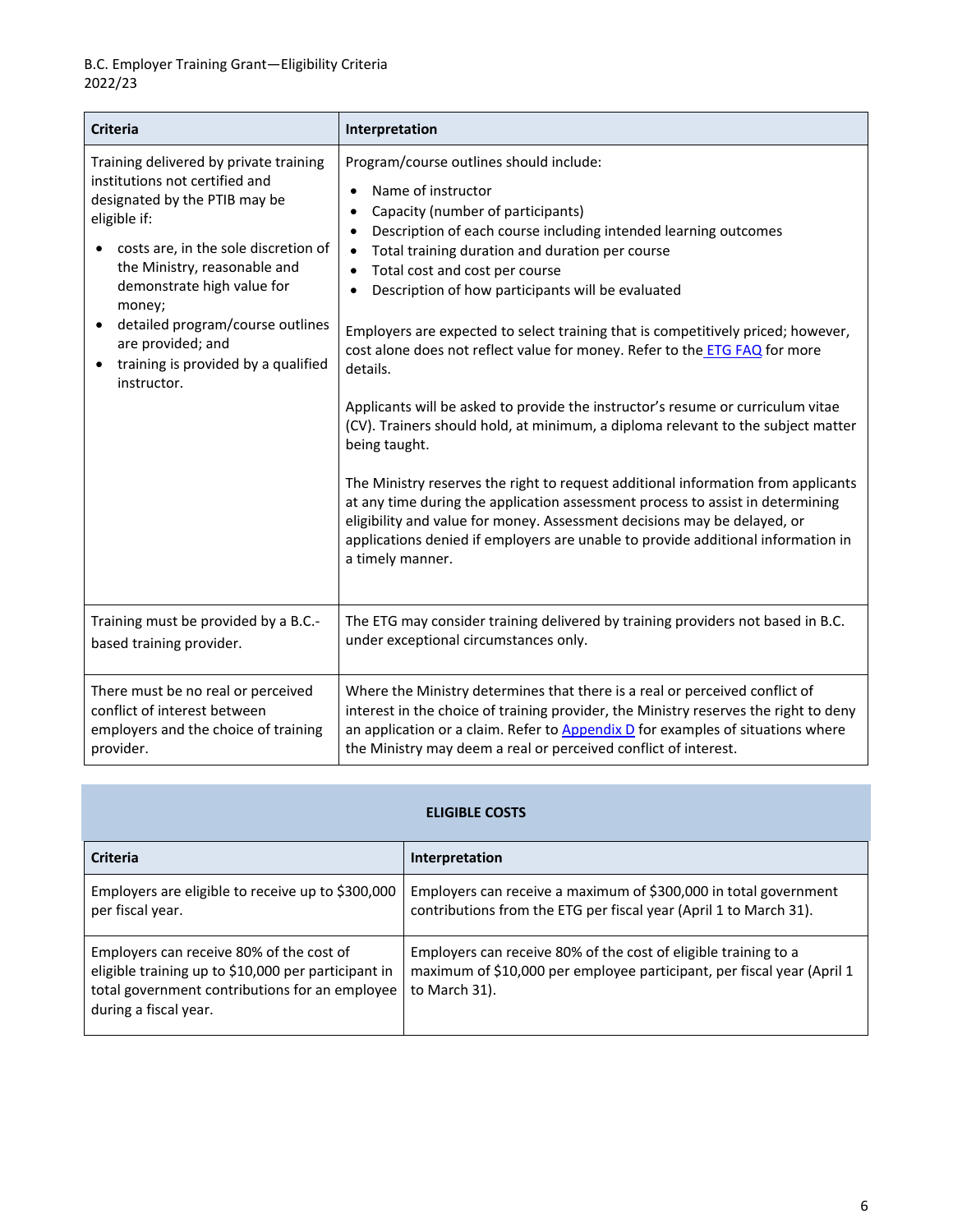| Criteria | Interpretation |
| --- | --- |
| Training delivered by private training institutions not certified and designated by the PTIB may be eligible if:<br>• costs are, in the sole discretion of the Ministry, reasonable and demonstrate high value for money;<br>• detailed program/course outlines are provided; and<br>• training is provided by a qualified instructor. | Program/course outlines should include:<br>• Name of instructor<br>• Capacity (number of participants)<br>• Description of each course including intended learning outcomes<br>• Total training duration and duration per course<br>• Total cost and cost per course<br>• Description of how participants will be evaluated<br><br>Employers are expected to select training that is competitively priced; however, cost alone does not reflect value for money. Refer to the ETG FAQ for more details.<br><br>Applicants will be asked to provide the instructor's resume or curriculum vitae (CV). Trainers should hold, at minimum, a diploma relevant to the subject matter being taught.<br><br>The Ministry reserves the right to request additional information from applicants at any time during the application assessment process to assist in determining eligibility and value for money. Assessment decisions may be delayed, or applications denied if employers are unable to provide additional information in a timely manner. |
| Training must be provided by a B.C.-based training provider. | The ETG may consider training delivered by training providers not based in B.C. under exceptional circumstances only. |
| There must be no real or perceived conflict of interest between employers and the choice of training provider. | Where the Ministry determines that there is a real or perceived conflict of interest in the choice of training provider, the Ministry reserves the right to deny an application or a claim. Refer to Appendix D for examples of situations where the Ministry may deem a real or perceived conflict of interest. |

## ELIGIBLE COSTS

| Criteria | Interpretation |
| --- | --- |
| Employers are eligible to receive up to $300,000 per fiscal year. | Employers can receive a maximum of $300,000 in total government contributions from the ETG per fiscal year (April 1 to March 31). |
| Employers can receive 80% of the cost of eligible training up to $10,000 per participant in total government contributions for an employee during a fiscal year. | Employers can receive 80% of the cost of eligible training to a maximum of $10,000 per employee participant, per fiscal year (April 1 to March 31). |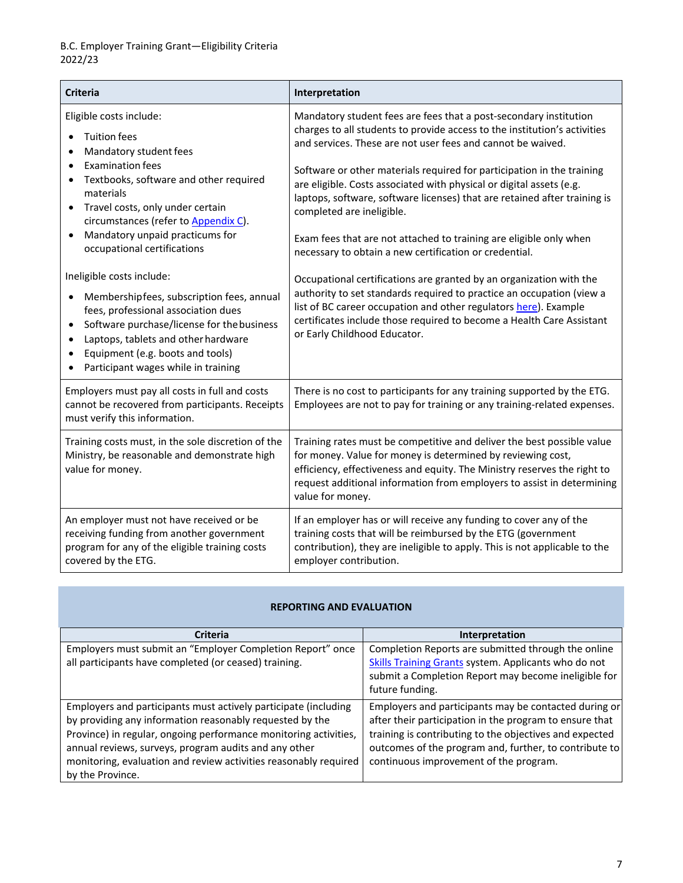| Criteria | Interpretation |
|---|---|
| Eligible costs include:<br>• Tuition fees<br>• Mandatory student fees<br>• Examination fees<br>• Textbooks, software and other required materials<br>• Travel costs, only under certain circumstances (refer to Appendix C).<br>• Mandatory unpaid practicums for occupational certifications<br><br>Ineligible costs include:<br>• Membership fees, subscription fees, annual fees, professional association dues<br>• Software purchase/license for the business<br>• Laptops, tablets and other hardware<br>• Equipment (e.g. boots and tools)<br>• Participant wages while in training | Mandatory student fees are fees that a post-secondary institution charges to all students to provide access to the institution's activities and services. These are not user fees and cannot be waived.<br><br>Software or other materials required for participation in the training are eligible. Costs associated with physical or digital assets (e.g. laptops, software, software licenses) that are retained after training is completed are ineligible.<br><br>Exam fees that are not attached to training are eligible only when necessary to obtain a new certification or credential.<br><br>Occupational certifications are granted by an organization with the authority to set standards required to practice an occupation (view a list of BC career occupation and other regulators here). Example certificates include those required to become a Health Care Assistant or Early Childhood Educator. |
| Employers must pay all costs in full and costs cannot be recovered from participants. Receipts must verify this information. | There is no cost to participants for any training supported by the ETG. Employees are not to pay for training or any training-related expenses. |
| Training costs must, in the sole discretion of the Ministry, be reasonable and demonstrate high value for money. | Training rates must be competitive and deliver the best possible value for money. Value for money is determined by reviewing cost, efficiency, effectiveness and equity. The Ministry reserves the right to request additional information from employers to assist in determining value for money. |
| An employer must not have received or be receiving funding from another government program for any of the eligible training costs covered by the ETG. | If an employer has or will receive any funding to cover any of the training costs that will be reimbursed by the ETG (government contribution), they are ineligible to apply. This is not applicable to the employer contribution. |

## REPORTING AND EVALUATION

| Criteria | Interpretation |
|---|---|
| Employers must submit an "Employer Completion Report" once all participants have completed (or ceased) training. | Completion Reports are submitted through the online Skills Training Grants system. Applicants who do not submit a Completion Report may become ineligible for future funding. |
| Employers and participants must actively participate (including by providing any information reasonably requested by the Province) in regular, ongoing performance monitoring activities, annual reviews, surveys, program audits and any other monitoring, evaluation and review activities reasonably required by the Province. | Employers and participants may be contacted during or after their participation in the program to ensure that training is contributing to the objectives and expected outcomes of the program and, further, to contribute to continuous improvement of the program. |